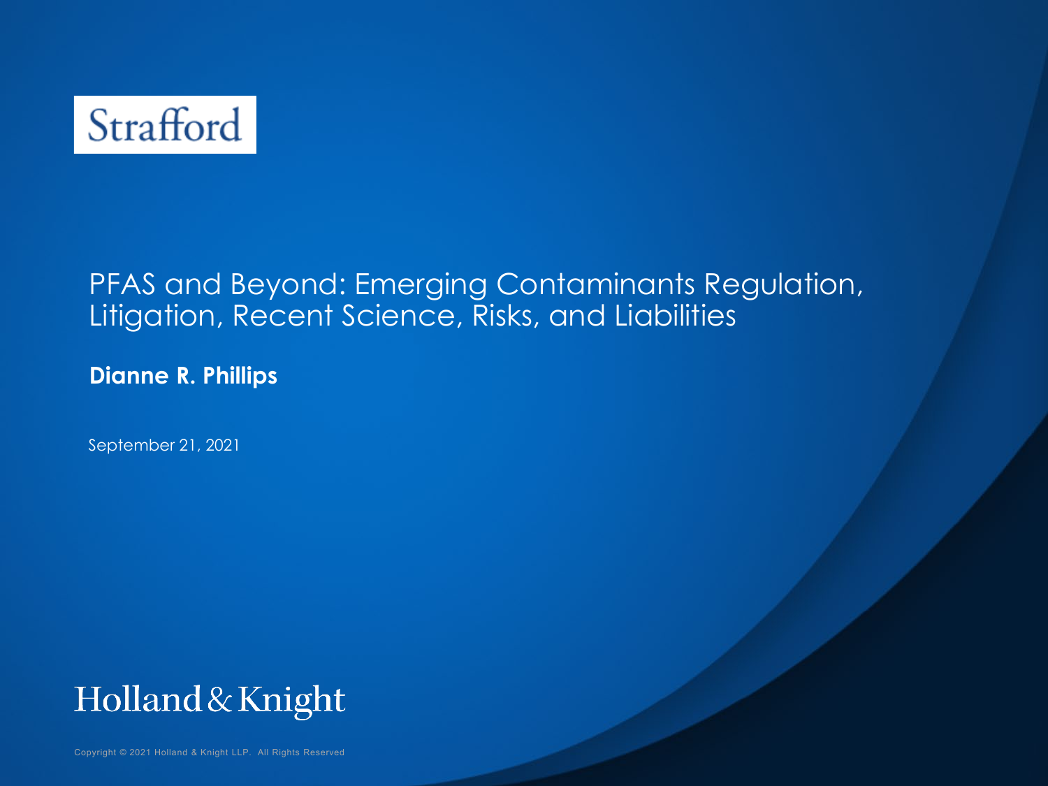Strafford

# PFAS and Beyond: Emerging Contaminants Regulation, Litigation, Recent Science, Risks, and Liabilities

**Dianne R. Phillips**

September 21, 2021

Holland & Knight

Copyright © 2021 Holland & Knight LLP. All Rights Reserved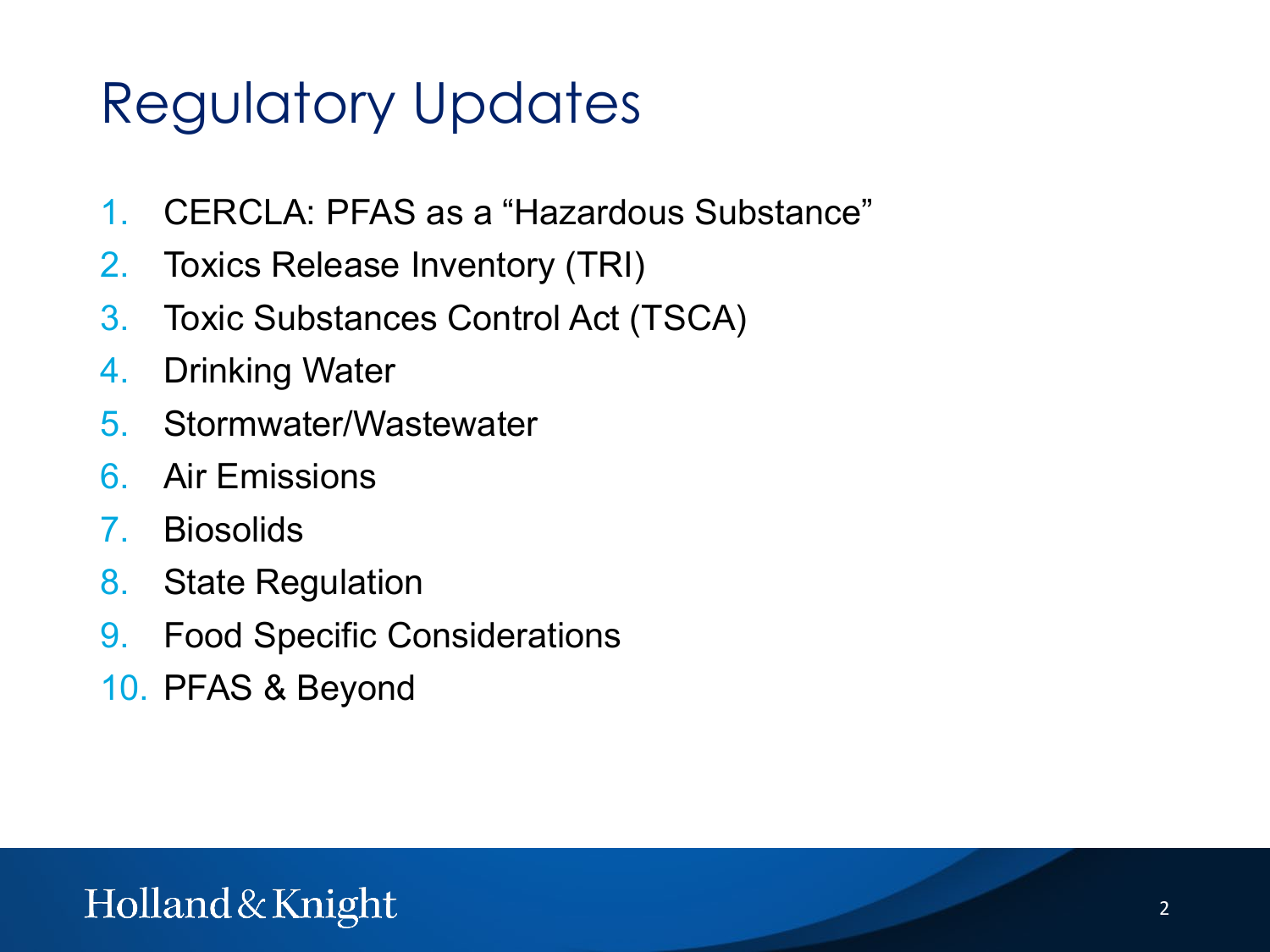# Regulatory Updates

1. CERCLA: PFAS as a "Hazardous Substance"
2. Toxics Release Inventory (TRI)
3. Toxic Substances Control Act (TSCA)
4. Drinking Water
5. Stormwater/Wastewater
6. Air Emissions
7. Biosolids
8. State Regulation
9. Food Specific Considerations
10. PFAS & Beyond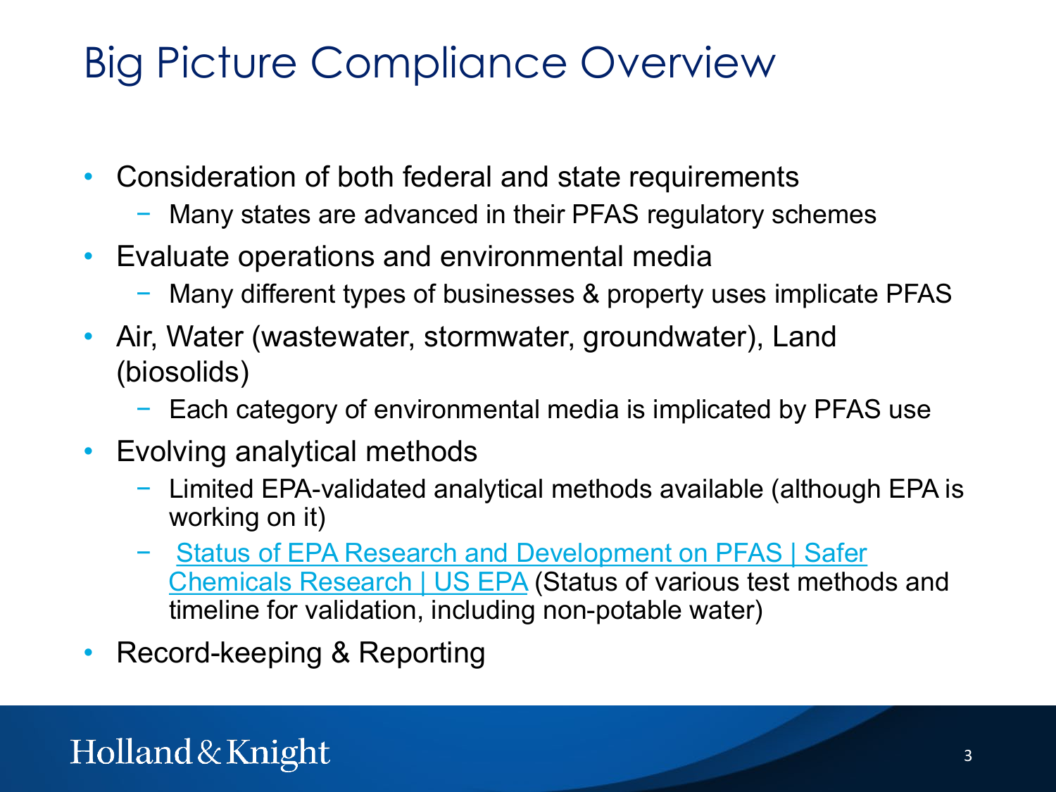# Big Picture Compliance Overview

- Consideration of both federal and state requirements
  - Many states are advanced in their PFAS regulatory schemes
- Evaluate operations and environmental media
  - Many different types of businesses & property uses implicate PFAS
- Air, Water (wastewater, stormwater, groundwater), Land (biosolids)
  - Each category of environmental media is implicated by PFAS use
- Evolving analytical methods
  - Limited EPA-validated analytical methods available (although EPA is working on it)
  - Status of EPA Research and Development on PFAS | Safer Chemicals Research | US EPA (Status of various test methods and timeline for validation, including non-potable water)
- Record-keeping & Reporting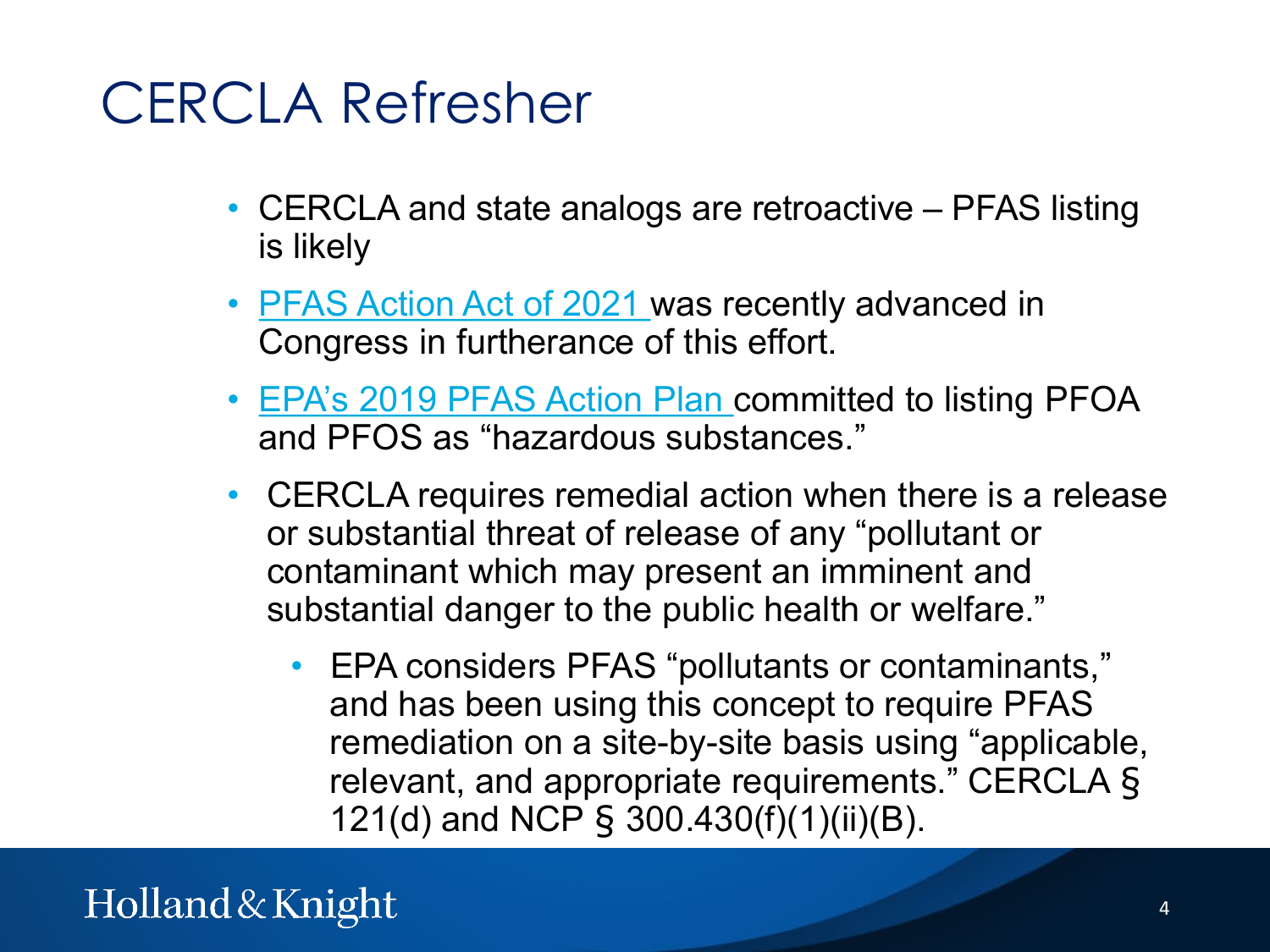# CERCLA Refresher

- CERCLA and state analogs are retroactive – PFAS listing is likely
- PFAS Action Act of 2021 was recently advanced in Congress in furtherance of this effort.
- EPA's 2019 PFAS Action Plan committed to listing PFOA and PFOS as "hazardous substances."
- CERCLA requires remedial action when there is a release or substantial threat of release of any "pollutant or contaminant which may present an imminent and substantial danger to the public health or welfare."
  - EPA considers PFAS "pollutants or contaminants," and has been using this concept to require PFAS remediation on a site-by-site basis using "applicable, relevant, and appropriate requirements." CERCLA § 121(d) and NCP § 300.430(f)(1)(ii)(B).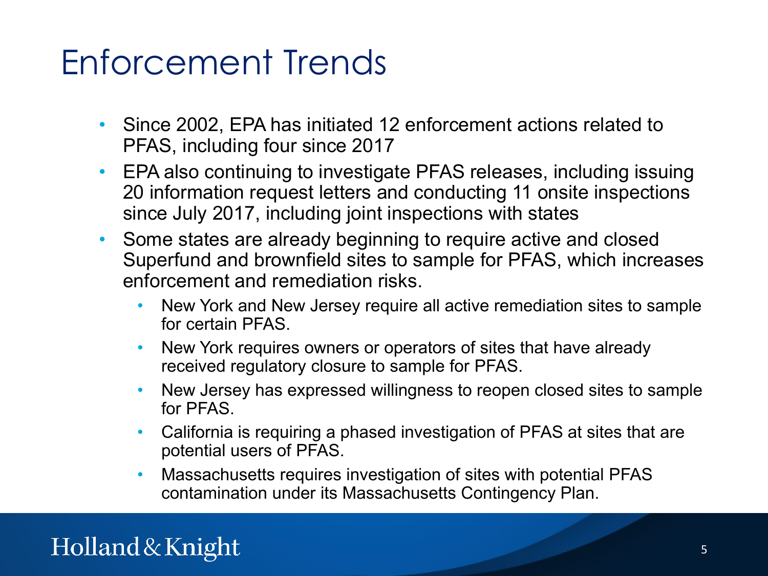# Enforcement Trends

- Since 2002, EPA has initiated 12 enforcement actions related to PFAS, including four since 2017
- EPA also continuing to investigate PFAS releases, including issuing 20 information request letters and conducting 11 onsite inspections since July 2017, including joint inspections with states
- Some states are already beginning to require active and closed Superfund and brownfield sites to sample for PFAS, which increases enforcement and remediation risks.
  - New York and New Jersey require all active remediation sites to sample for certain PFAS.
  - New York requires owners or operators of sites that have already received regulatory closure to sample for PFAS.
  - New Jersey has expressed willingness to reopen closed sites to sample for PFAS.
  - California is requiring a phased investigation of PFAS at sites that are potential users of PFAS.
  - Massachusetts requires investigation of sites with potential PFAS contamination under its Massachusetts Contingency Plan.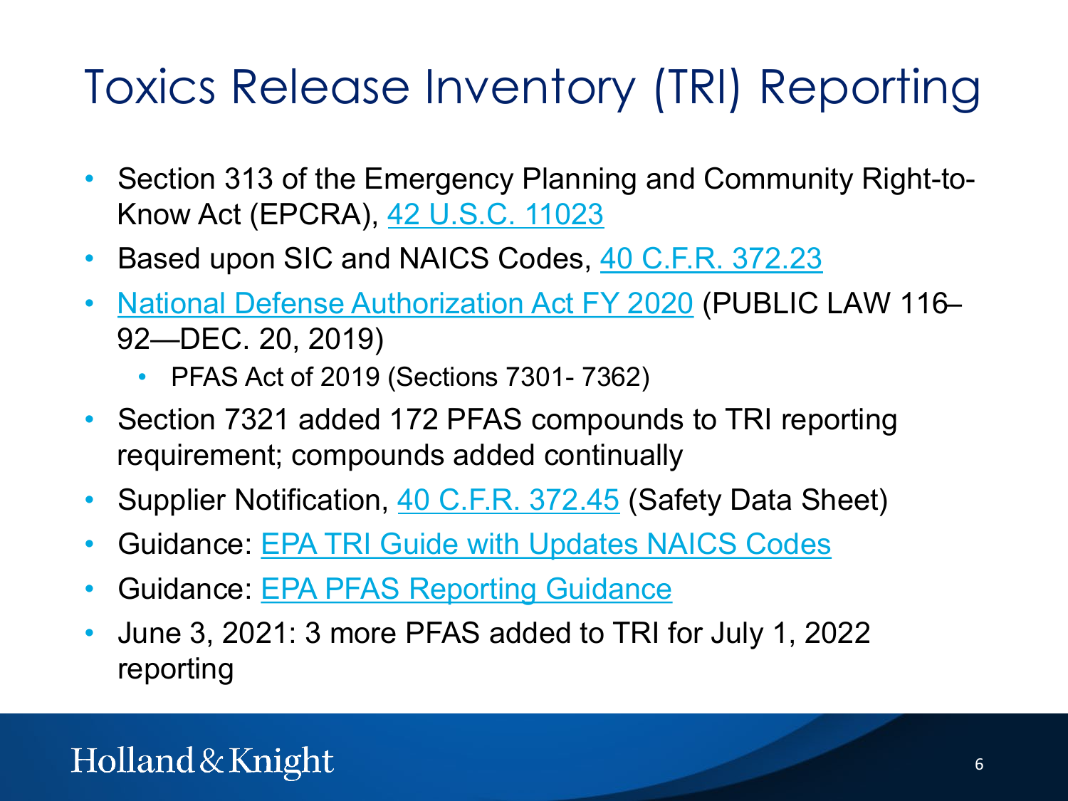# Toxics Release Inventory (TRI) Reporting

- Section 313 of the Emergency Planning and Community Right-to-Know Act (EPCRA), 42 U.S.C. 11023
- Based upon SIC and NAICS Codes, 40 C.F.R. 372.23
- National Defense Authorization Act FY 2020 (PUBLIC LAW 116–92—DEC. 20, 2019)
  - PFAS Act of 2019 (Sections 7301- 7362)
- Section 7321 added 172 PFAS compounds to TRI reporting requirement; compounds added continually
- Supplier Notification, 40 C.F.R. 372.45 (Safety Data Sheet)
- Guidance: EPA TRI Guide with Updates NAICS Codes
- Guidance: EPA PFAS Reporting Guidance
- June 3, 2021: 3 more PFAS added to TRI for July 1, 2022 reporting

Holland & Knight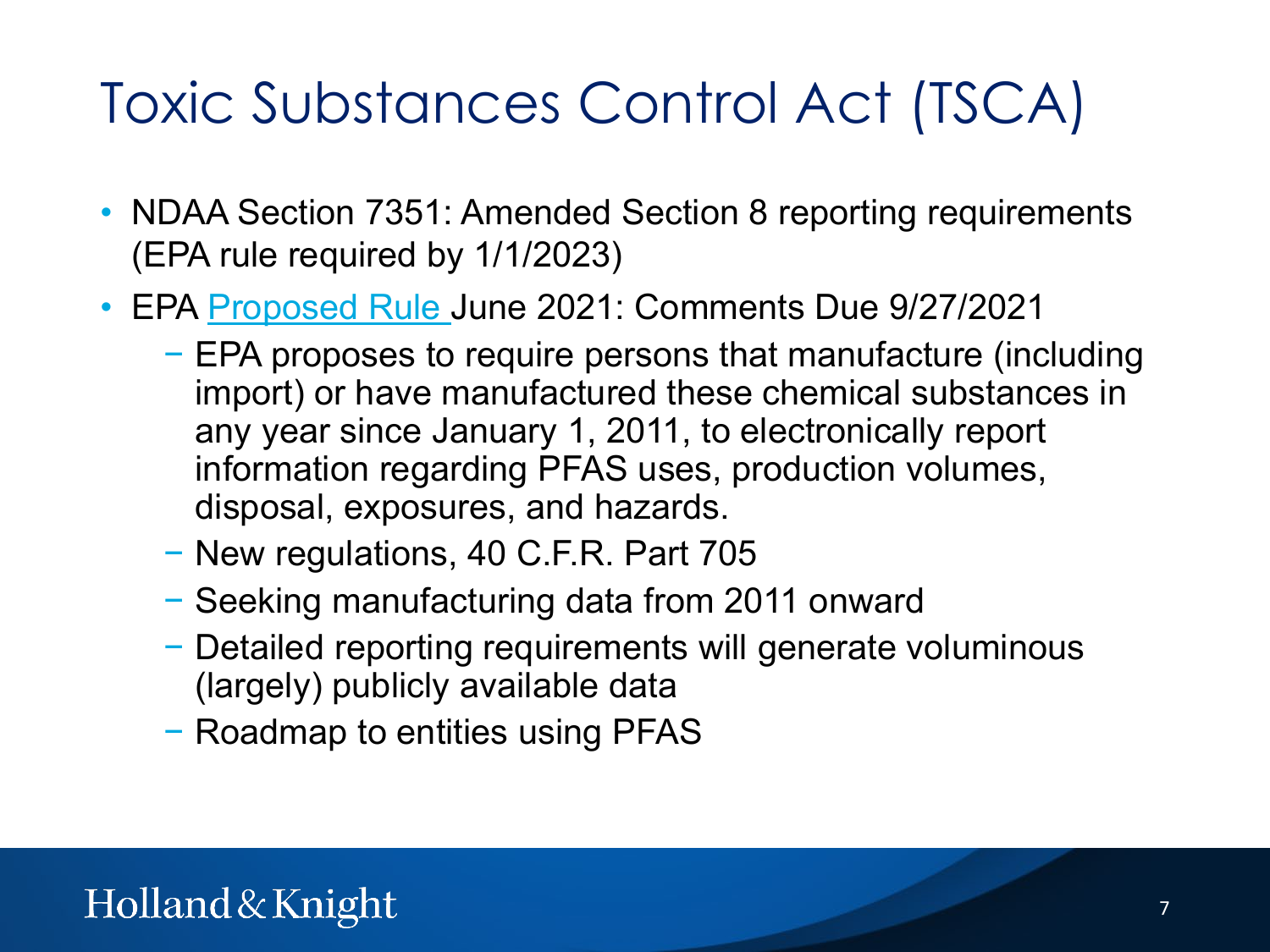# Toxic Substances Control Act (TSCA)

- NDAA Section 7351: Amended Section 8 reporting requirements (EPA rule required by 1/1/2023)
- EPA Proposed Rule June 2021: Comments Due 9/27/2021
  - EPA proposes to require persons that manufacture (including import) or have manufactured these chemical substances in any year since January 1, 2011, to electronically report information regarding PFAS uses, production volumes, disposal, exposures, and hazards.
  - New regulations, 40 C.F.R. Part 705
  - Seeking manufacturing data from 2011 onward
  - Detailed reporting requirements will generate voluminous (largely) publicly available data
  - Roadmap to entities using PFAS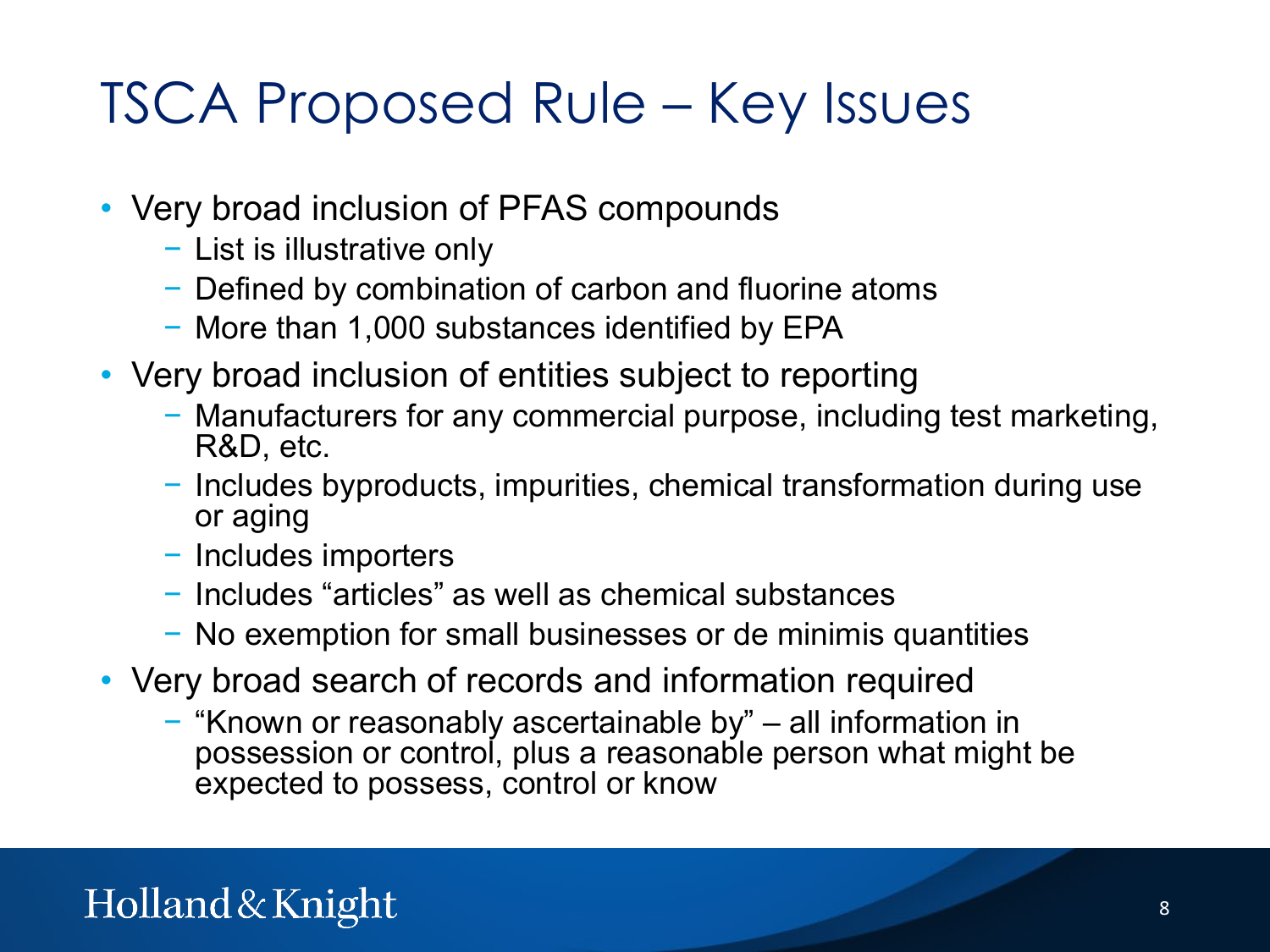# TSCA Proposed Rule – Key Issues

- Very broad inclusion of PFAS compounds
  - List is illustrative only
  - Defined by combination of carbon and fluorine atoms
  - More than 1,000 substances identified by EPA
- Very broad inclusion of entities subject to reporting
  - Manufacturers for any commercial purpose, including test marketing, R&D, etc.
  - Includes byproducts, impurities, chemical transformation during use or aging
  - Includes importers
  - Includes "articles" as well as chemical substances
  - No exemption for small businesses or de minimis quantities
- Very broad search of records and information required
  - "Known or reasonably ascertainable by" – all information in possession or control, plus a reasonable person what might be expected to possess, control or know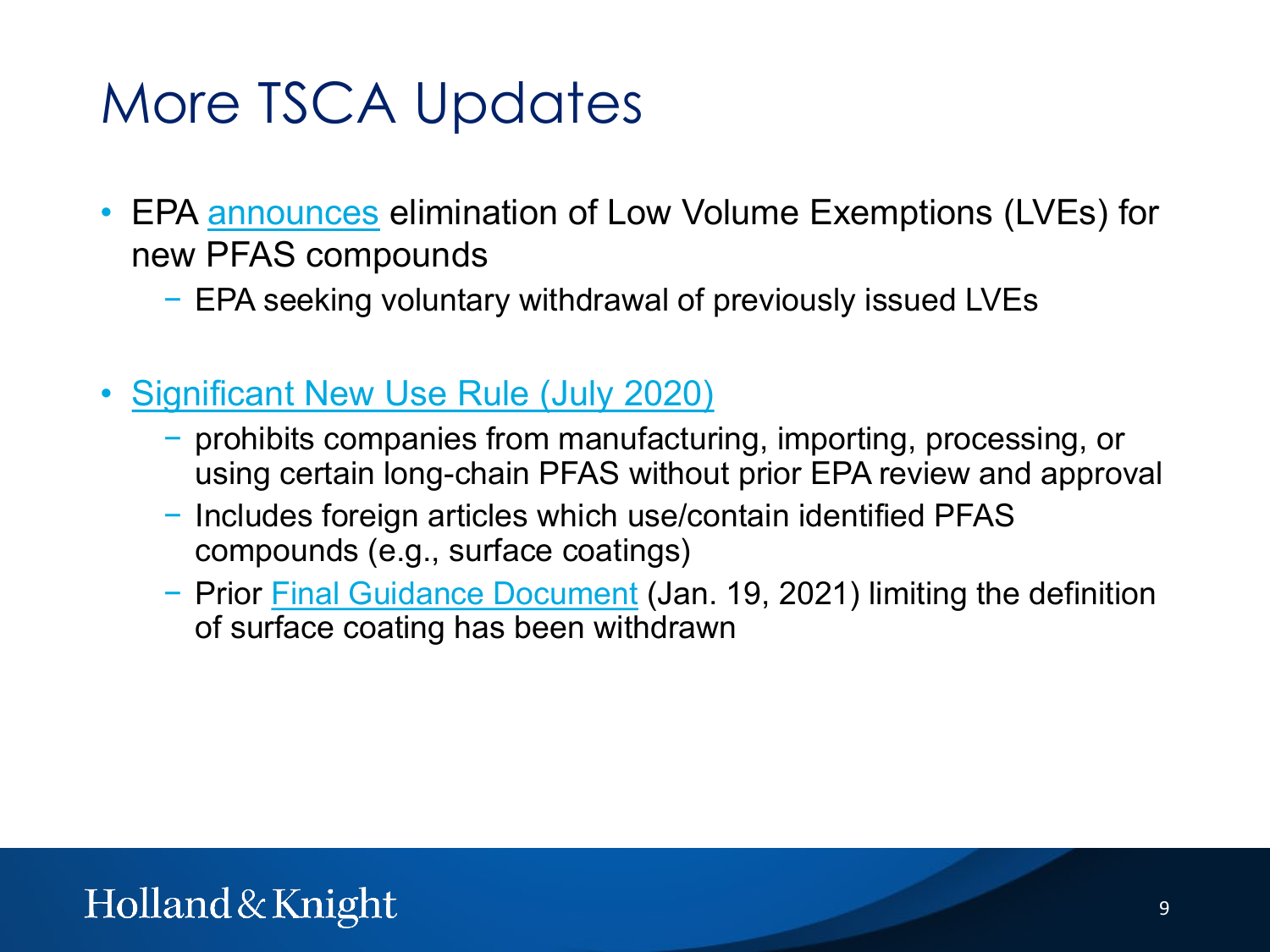# More TSCA Updates

- EPA announces elimination of Low Volume Exemptions (LVEs) for new PFAS compounds
  - EPA seeking voluntary withdrawal of previously issued LVEs

- Significant New Use Rule (July 2020)
  - prohibits companies from manufacturing, importing, processing, or using certain long-chain PFAS without prior EPA review and approval
  - Includes foreign articles which use/contain identified PFAS compounds (e.g., surface coatings)
  - Prior Final Guidance Document (Jan. 19, 2021) limiting the definition of surface coating has been withdrawn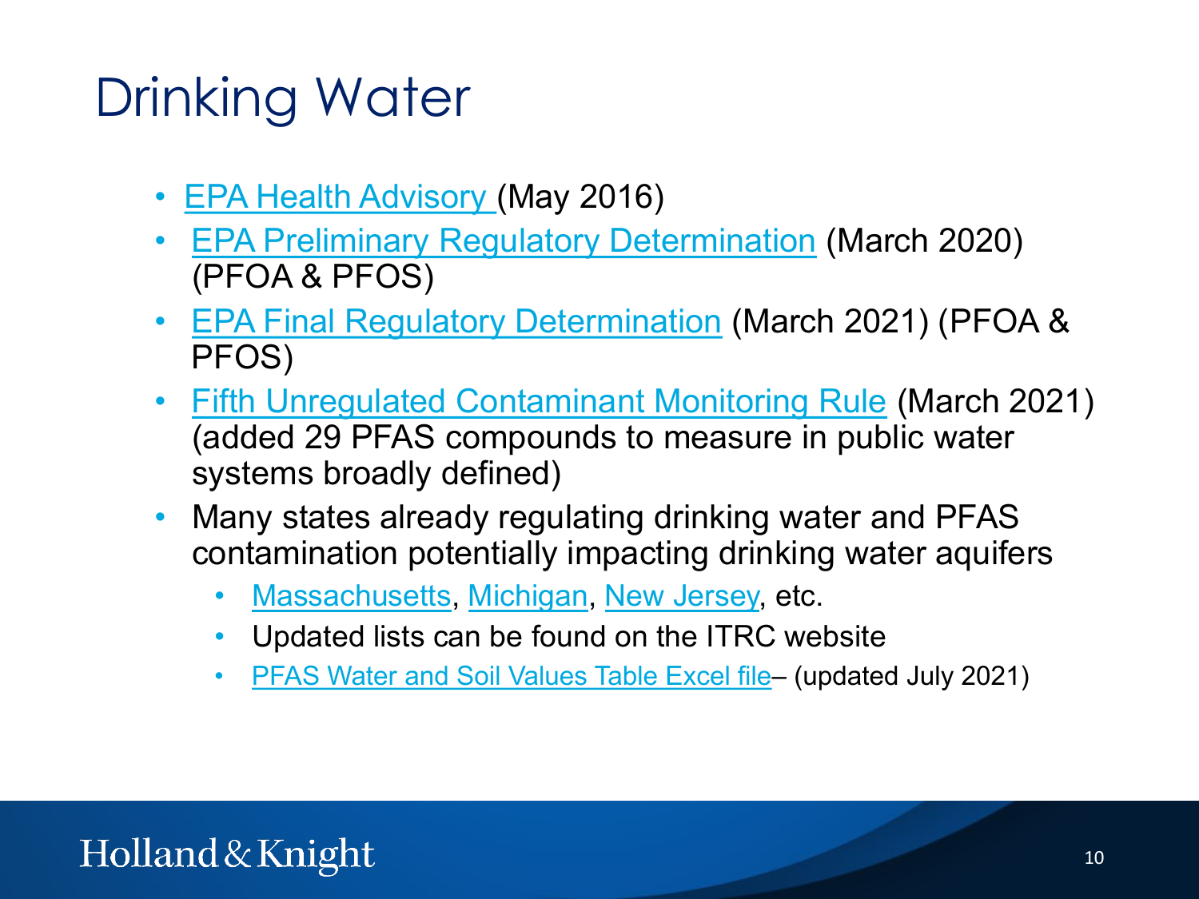# Drinking Water

- EPA Health Advisory (May 2016)
- EPA Preliminary Regulatory Determination (March 2020) (PFOA & PFOS)
- EPA Final Regulatory Determination (March 2021) (PFOA & PFOS)
- Fifth Unregulated Contaminant Monitoring Rule (March 2021) (added 29 PFAS compounds to measure in public water systems broadly defined)
- Many states already regulating drinking water and PFAS contamination potentially impacting drinking water aquifers
  - Massachusetts, Michigan, New Jersey, etc.
  - Updated lists can be found on the ITRC website
  - PFAS Water and Soil Values Table Excel file– (updated July 2021)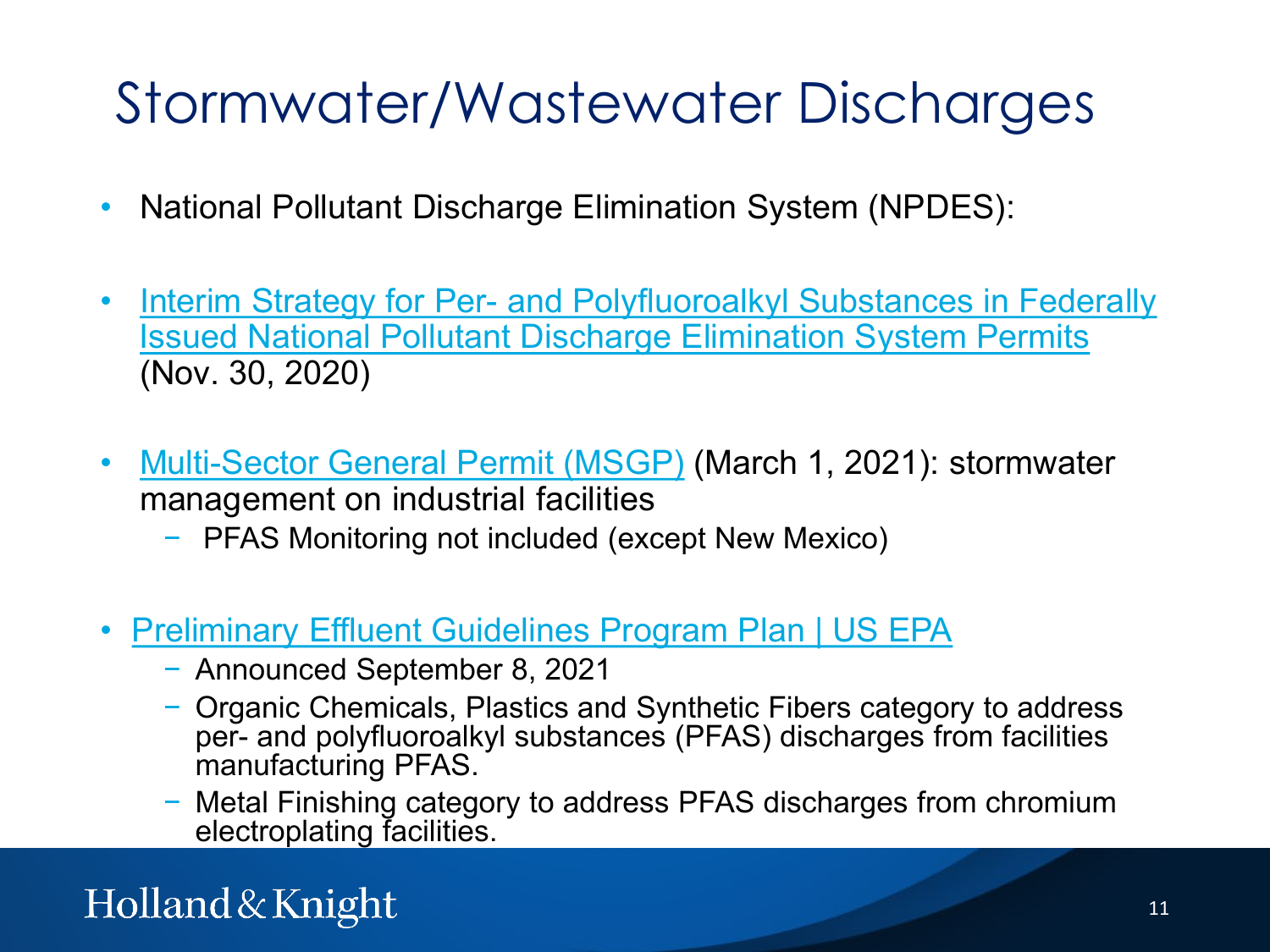# Stormwater/Wastewater Discharges

- National Pollutant Discharge Elimination System (NPDES):
- Interim Strategy for Per- and Polyfluoroalkyl Substances in Federally Issued National Pollutant Discharge Elimination System Permits (Nov. 30, 2020)
- Multi-Sector General Permit (MSGP) (March 1, 2021): stormwater management on industrial facilities
  - PFAS Monitoring not included (except New Mexico)
- Preliminary Effluent Guidelines Program Plan | US EPA
  - Announced September 8, 2021
  - Organic Chemicals, Plastics and Synthetic Fibers category to address per- and polyfluoroalkyl substances (PFAS) discharges from facilities manufacturing PFAS.
  - Metal Finishing category to address PFAS discharges from chromium electroplating facilities.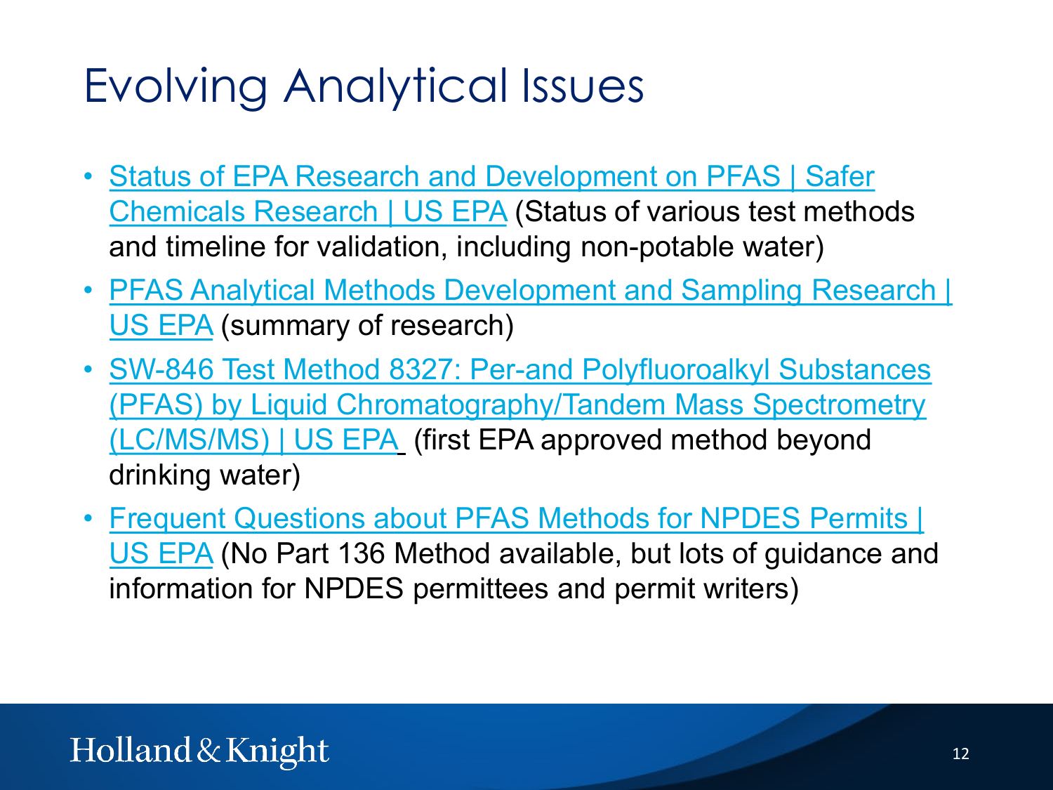# Evolving Analytical Issues

- Status of EPA Research and Development on PFAS | Safer Chemicals Research | US EPA (Status of various test methods and timeline for validation, including non-potable water)
- PFAS Analytical Methods Development and Sampling Research | US EPA (summary of research)
- SW-846 Test Method 8327: Per-and Polyfluoroalkyl Substances (PFAS) by Liquid Chromatography/Tandem Mass Spectrometry (LC/MS/MS) | US EPA (first EPA approved method beyond drinking water)
- Frequent Questions about PFAS Methods for NPDES Permits | US EPA (No Part 136 Method available, but lots of guidance and information for NPDES permittees and permit writers)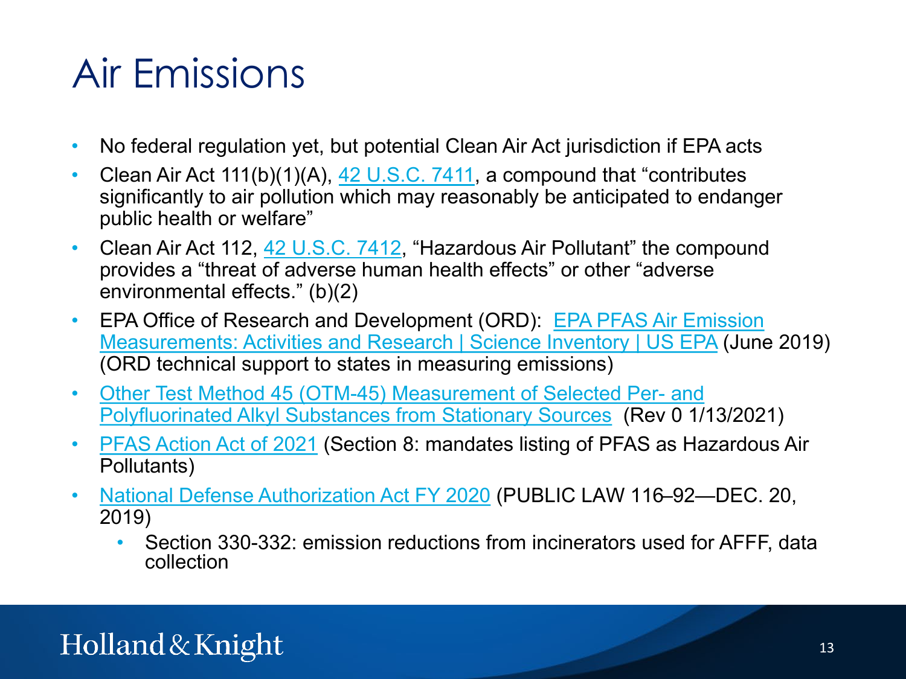# Air Emissions

- No federal regulation yet, but potential Clean Air Act jurisdiction if EPA acts
- Clean Air Act 111(b)(1)(A), 42 U.S.C. 7411, a compound that "contributes significantly to air pollution which may reasonably be anticipated to endanger public health or welfare"
- Clean Air Act 112, 42 U.S.C. 7412, "Hazardous Air Pollutant" the compound provides a "threat of adverse human health effects" or other "adverse environmental effects." (b)(2)
- EPA Office of Research and Development (ORD): EPA PFAS Air Emission Measurements: Activities and Research | Science Inventory | US EPA (June 2019) (ORD technical support to states in measuring emissions)
- Other Test Method 45 (OTM-45) Measurement of Selected Per- and Polyfluorinated Alkyl Substances from Stationary Sources (Rev 0 1/13/2021)
- PFAS Action Act of 2021 (Section 8: mandates listing of PFAS as Hazardous Air Pollutants)
- National Defense Authorization Act FY 2020 (PUBLIC LAW 116–92—DEC. 20, 2019)
  - Section 330-332: emission reductions from incinerators used for AFFF, data collection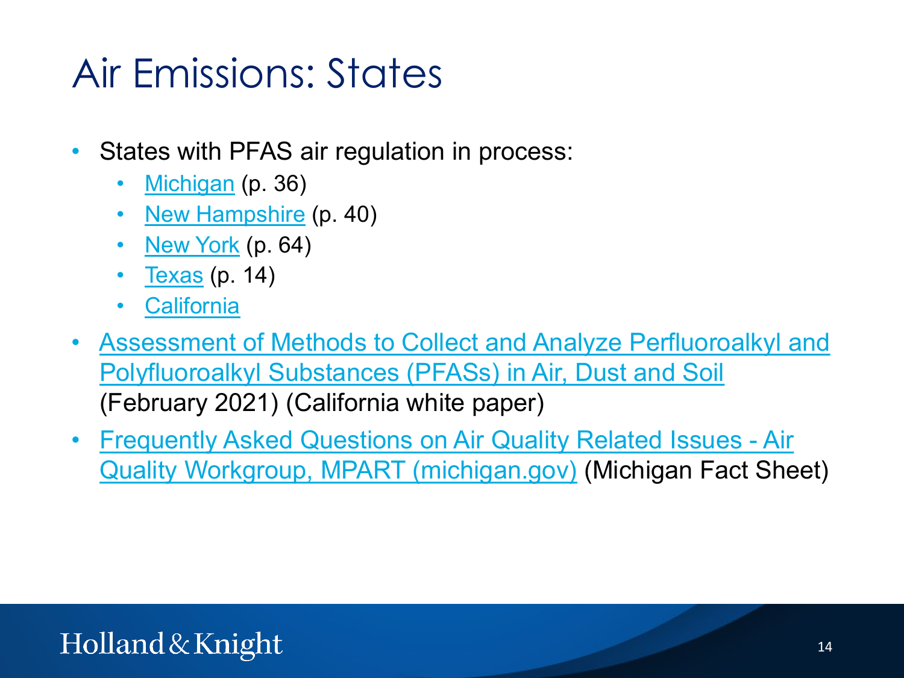# Air Emissions: States

- States with PFAS air regulation in process:
  - Michigan (p. 36)
  - New Hampshire (p. 40)
  - New York (p. 64)
  - Texas (p. 14)
  - California
- Assessment of Methods to Collect and Analyze Perfluoroalkyl and Polyfluoroalkyl Substances (PFASs) in Air, Dust and Soil (February 2021) (California white paper)
- Frequently Asked Questions on Air Quality Related Issues - Air Quality Workgroup, MPART (michigan.gov) (Michigan Fact Sheet)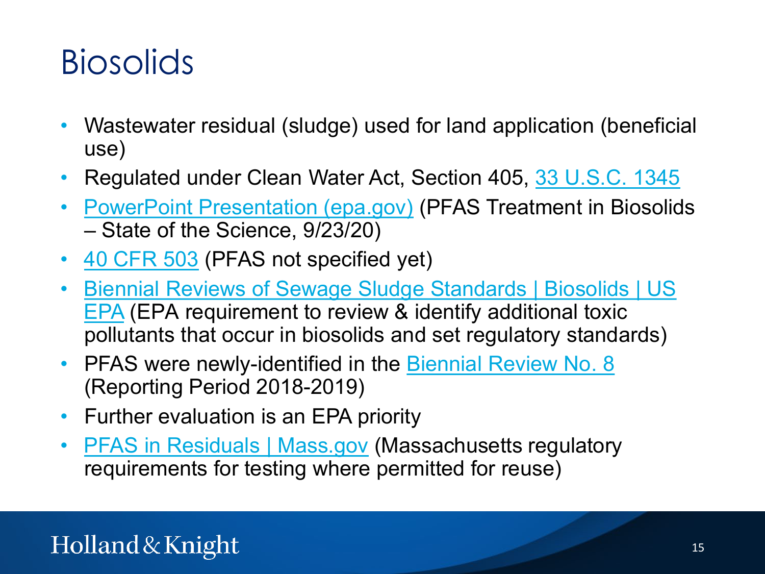# Biosolids

- Wastewater residual (sludge) used for land application (beneficial use)
- Regulated under Clean Water Act, Section 405, 33 U.S.C. 1345
- PowerPoint Presentation (epa.gov) (PFAS Treatment in Biosolids – State of the Science, 9/23/20)
- 40 CFR 503 (PFAS not specified yet)
- Biennial Reviews of Sewage Sludge Standards | Biosolids | US EPA (EPA requirement to review & identify additional toxic pollutants that occur in biosolids and set regulatory standards)
- PFAS were newly-identified in the Biennial Review No. 8 (Reporting Period 2018-2019)
- Further evaluation is an EPA priority
- PFAS in Residuals | Mass.gov (Massachusetts regulatory requirements for testing where permitted for reuse)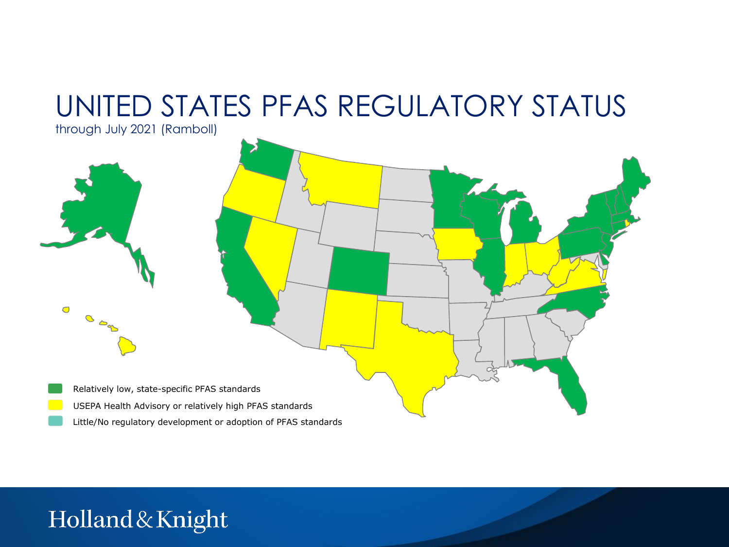# UNITED STATES PFAS REGULATORY STATUS

through July 2021 (Ramboll)

- Relatively low, state-specific PFAS standards
- USEPA Health Advisory or relatively high PFAS standards
- Little/No regulatory development or adoption of PFAS standards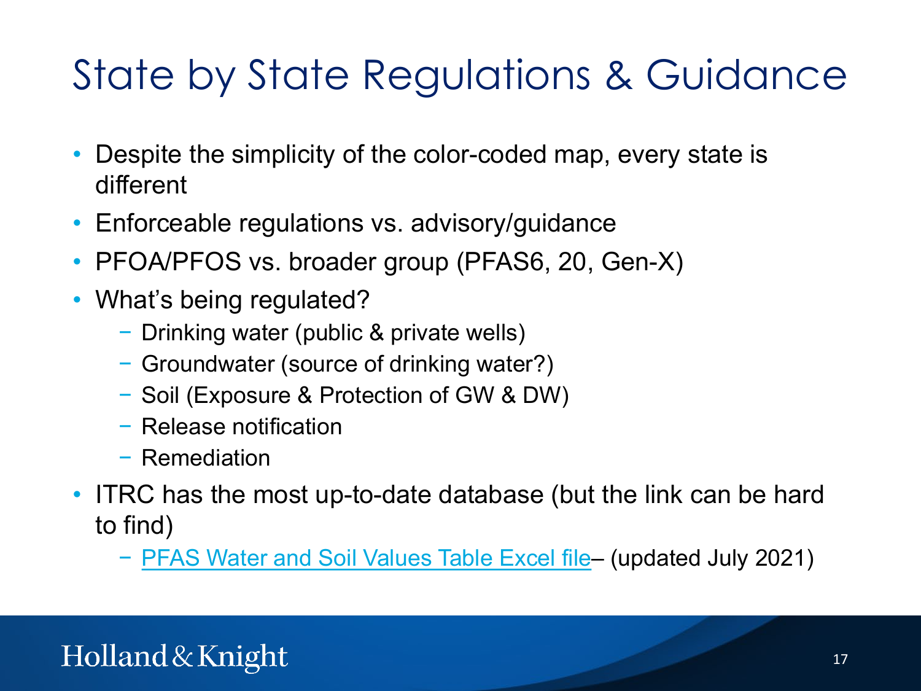# State by State Regulations & Guidance

- Despite the simplicity of the color-coded map, every state is different
- Enforceable regulations vs. advisory/guidance
- PFOA/PFOS vs. broader group (PFAS6, 20, Gen-X)
- What's being regulated?
  - Drinking water (public & private wells)
  - Groundwater (source of drinking water?)
  - Soil (Exposure & Protection of GW & DW)
  - Release notification
  - Remediation
- ITRC has the most up-to-date database (but the link can be hard to find)
  - PFAS Water and Soil Values Table Excel file– (updated July 2021)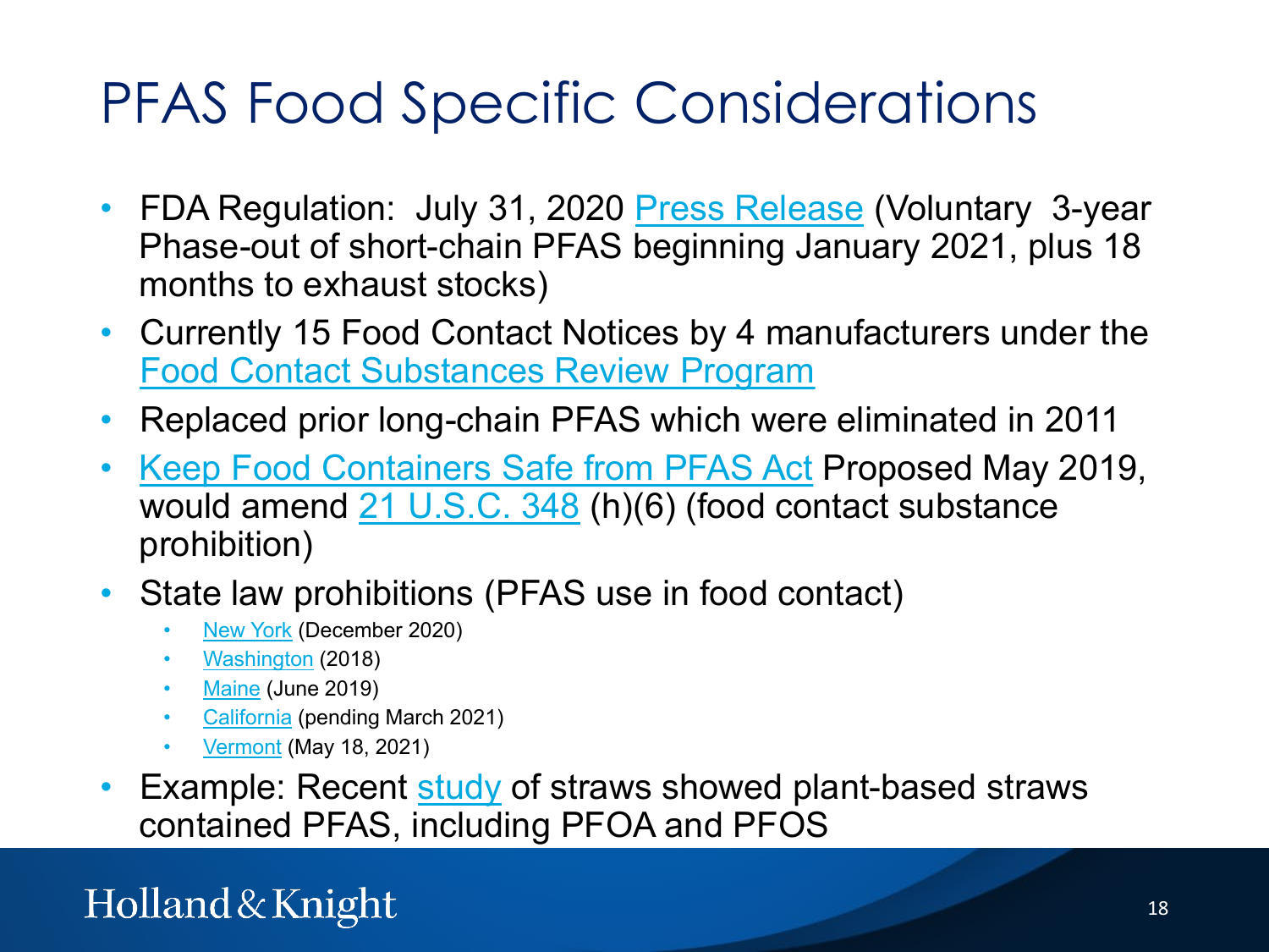# PFAS Food Specific Considerations

- FDA Regulation: July 31, 2020 Press Release (Voluntary 3-year Phase-out of short-chain PFAS beginning January 2021, plus 18 months to exhaust stocks)
- Currently 15 Food Contact Notices by 4 manufacturers under the Food Contact Substances Review Program
- Replaced prior long-chain PFAS which were eliminated in 2011
- Keep Food Containers Safe from PFAS Act Proposed May 2019, would amend 21 U.S.C. 348 (h)(6) (food contact substance prohibition)
- State law prohibitions (PFAS use in food contact)
  - New York (December 2020)
  - Washington (2018)
  - Maine (June 2019)
  - California (pending March 2021)
  - Vermont (May 18, 2021)
- Example: Recent study of straws showed plant-based straws contained PFAS, including PFOA and PFOS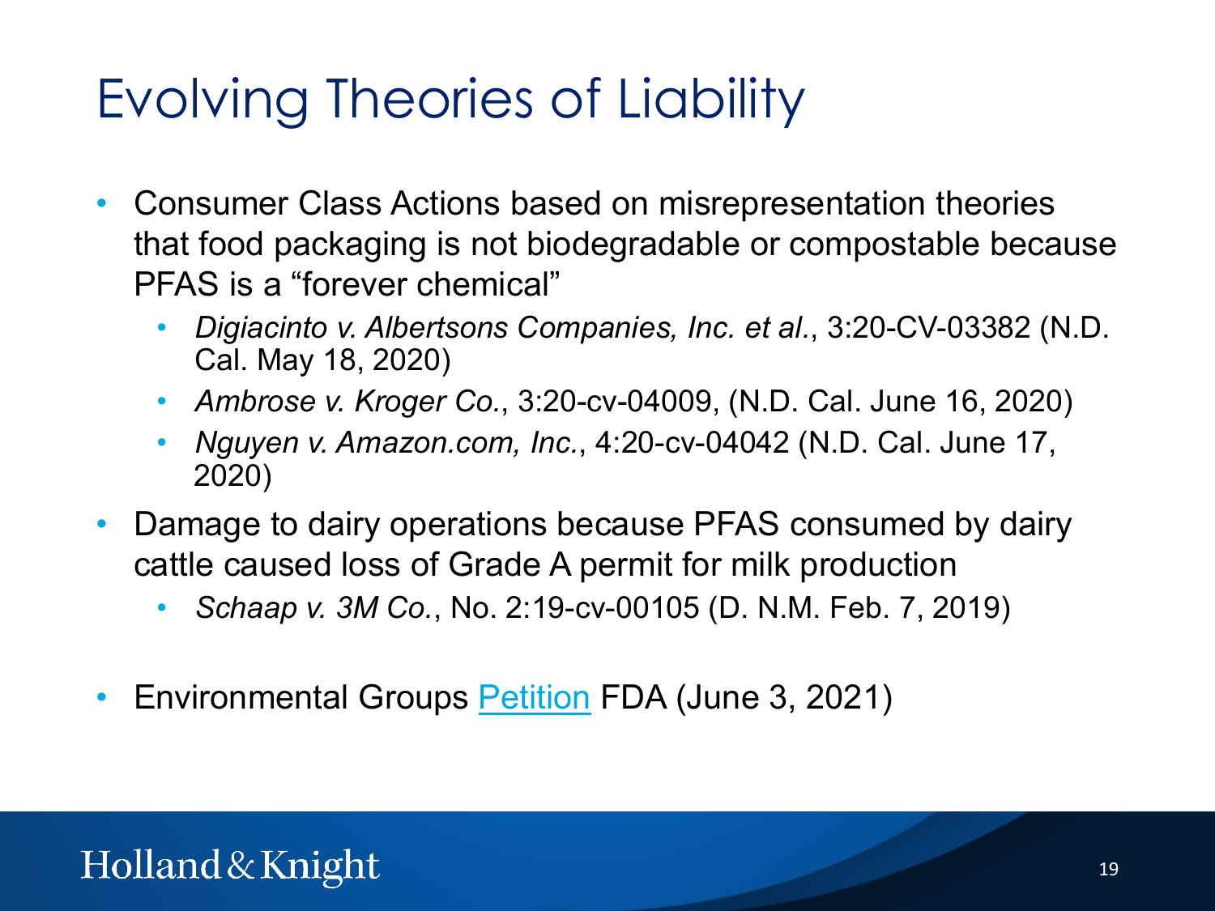# Evolving Theories of Liability

- Consumer Class Actions based on misrepresentation theories that food packaging is not biodegradable or compostable because PFAS is a "forever chemical"
  - *Digiacinto v. Albertsons Companies, Inc. et al.*, 3:20-CV-03382 (N.D. Cal. May 18, 2020)
  - *Ambrose v. Kroger Co.*, 3:20-cv-04009, (N.D. Cal. June 16, 2020)
  - *Nguyen v. Amazon.com, Inc.*, 4:20-cv-04042 (N.D. Cal. June 17, 2020)
- Damage to dairy operations because PFAS consumed by dairy cattle caused loss of Grade A permit for milk production
  - *Schaap v. 3M Co.*, No. 2:19-cv-00105 (D. N.M. Feb. 7, 2019)
- Environmental Groups Petition FDA (June 3, 2021)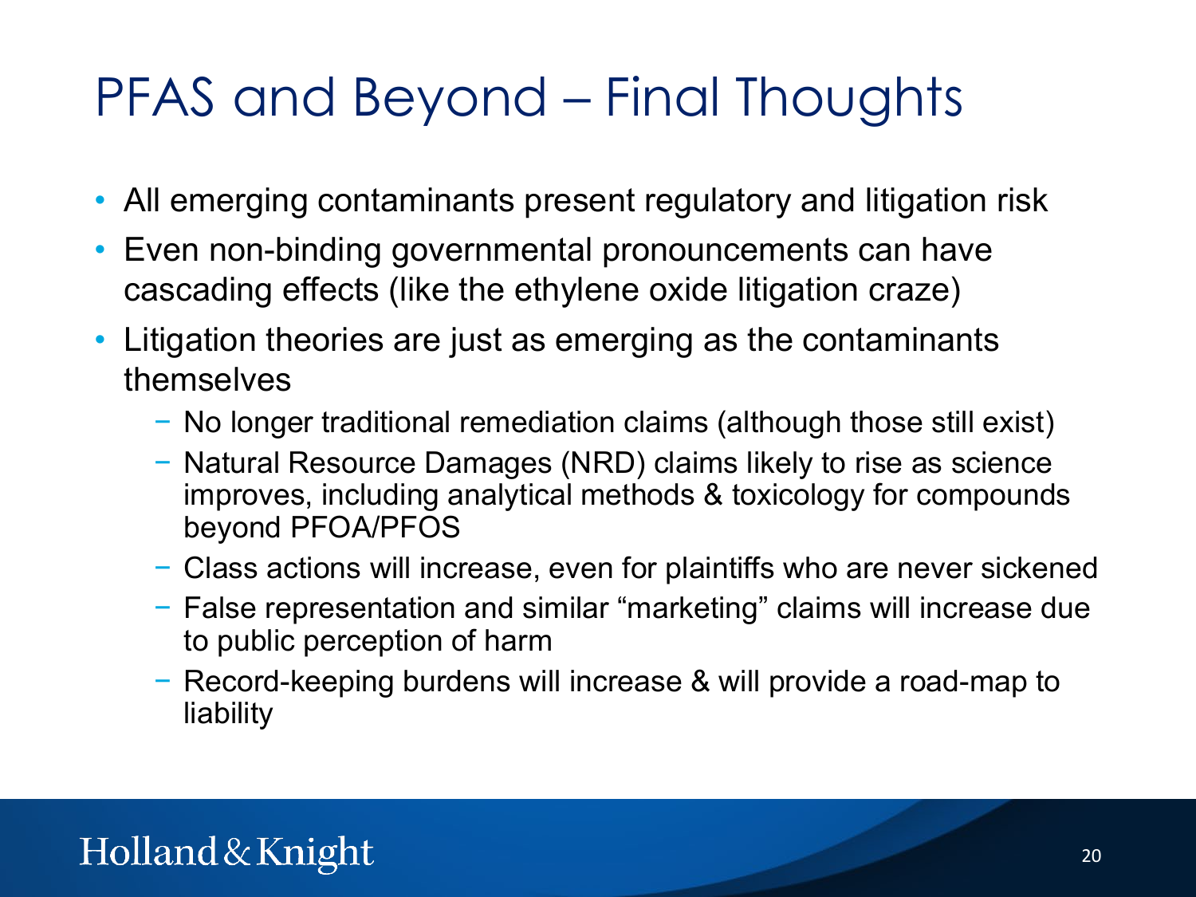# PFAS and Beyond – Final Thoughts

- All emerging contaminants present regulatory and litigation risk
- Even non-binding governmental pronouncements can have cascading effects (like the ethylene oxide litigation craze)
- Litigation theories are just as emerging as the contaminants themselves
  - No longer traditional remediation claims (although those still exist)
  - Natural Resource Damages (NRD) claims likely to rise as science improves, including analytical methods & toxicology for compounds beyond PFOA/PFOS
  - Class actions will increase, even for plaintiffs who are never sickened
  - False representation and similar "marketing" claims will increase due to public perception of harm
  - Record-keeping burdens will increase & will provide a road-map to liability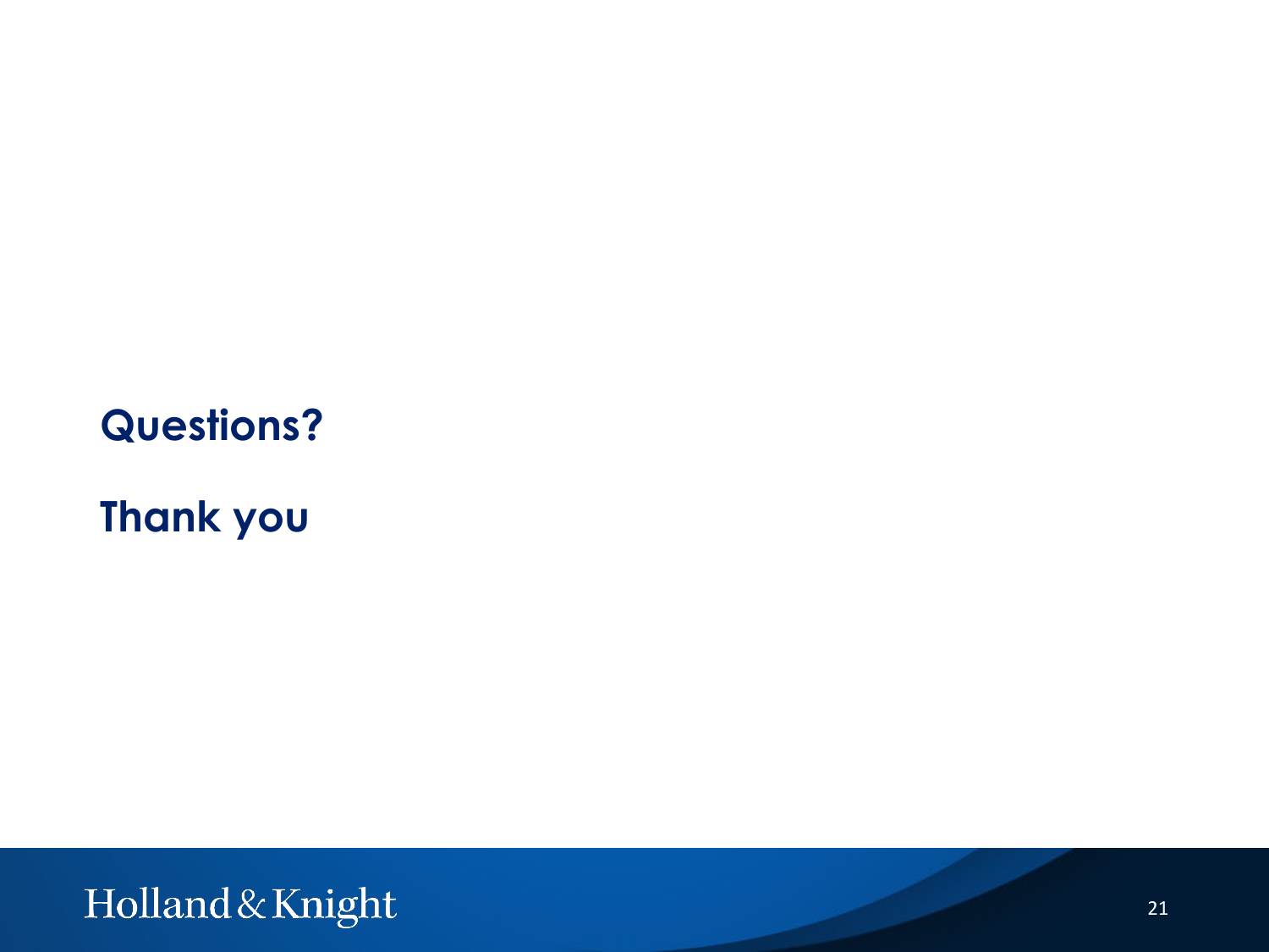**Questions?**

**Thank you**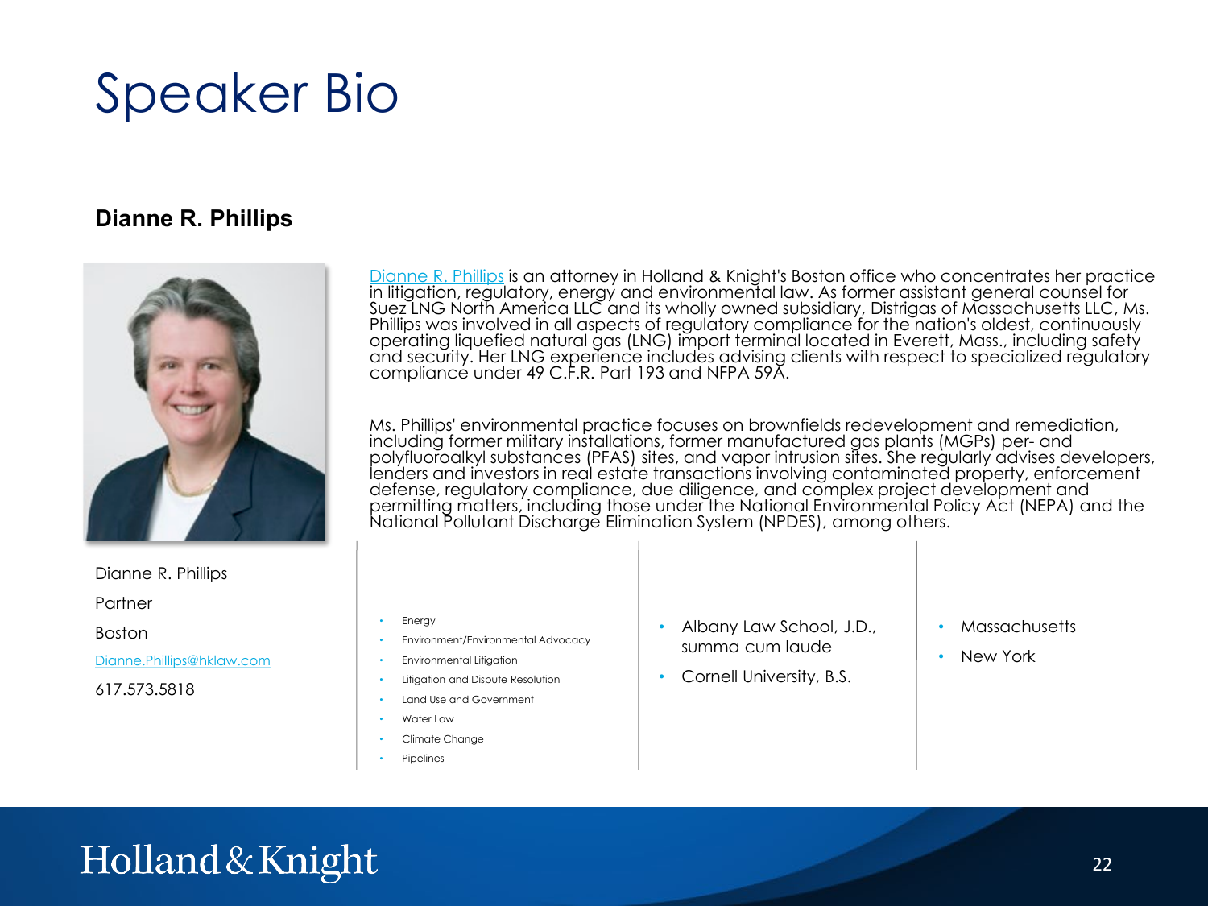# Speaker Bio

### Dianne R. Phillips

Dianne R. Phillips is an attorney in Holland & Knight's Boston office who concentrates her practice in litigation, regulatory, energy and environmental law. As former assistant general counsel for Suez LNG North America LLC and its wholly owned subsidiary, Distrigas of Massachusetts LLC, Ms. Phillips was involved in all aspects of regulatory compliance for the nation's oldest, continuously operating liquefied natural gas (LNG) import terminal located in Everett, Mass., including safety and security. Her LNG experience includes advising clients with respect to specialized regulatory compliance under 49 C.F.R. Part 193 and NFPA 59A.

Ms. Phillips' environmental practice focuses on brownfields redevelopment and remediation, including former military installations, former manufactured gas plants (MGPs) per- and polyfluoroalkyl substances (PFAS) sites, and vapor intrusion sites. She regularly advises developers, lenders and investors in real estate transactions involving contaminated property, enforcement defense, regulatory compliance, due diligence, and complex project development and permitting matters, including those under the National Environmental Policy Act (NEPA) and the National Pollutant Discharge Elimination System (NPDES), among others.

Dianne R. Phillips

Partner

Boston

Dianne.Phillips@hklaw.com

617.573.5818

- Energy
- Environment/Environmental Advocacy
- Environmental Litigation
- Litigation and Dispute Resolution
- Land Use and Government
- Water Law
- Climate Change
- Pipelines

- Albany Law School, J.D., summa cum laude
- Cornell University, B.S.

- Massachusetts
- New York

Holland & Knight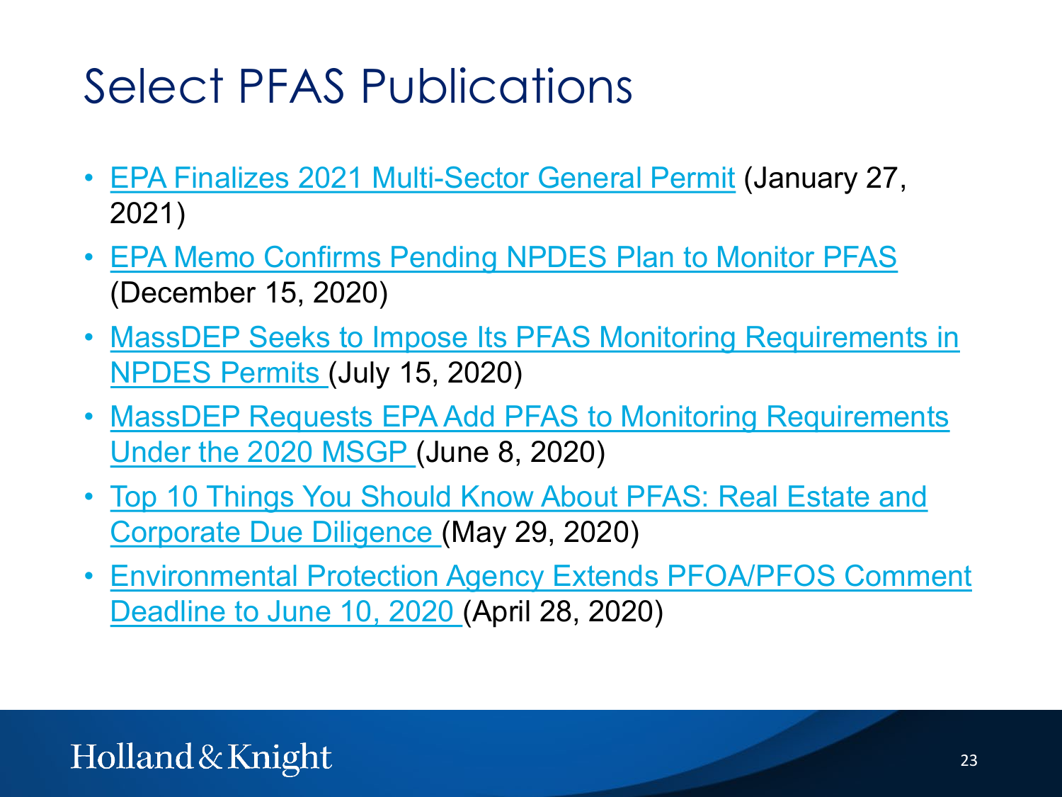# Select PFAS Publications

- EPA Finalizes 2021 Multi-Sector General Permit (January 27, 2021)
- EPA Memo Confirms Pending NPDES Plan to Monitor PFAS (December 15, 2020)
- MassDEP Seeks to Impose Its PFAS Monitoring Requirements in NPDES Permits (July 15, 2020)
- MassDEP Requests EPA Add PFAS to Monitoring Requirements Under the 2020 MSGP (June 8, 2020)
- Top 10 Things You Should Know About PFAS: Real Estate and Corporate Due Diligence (May 29, 2020)
- Environmental Protection Agency Extends PFOA/PFOS Comment Deadline to June 10, 2020 (April 28, 2020)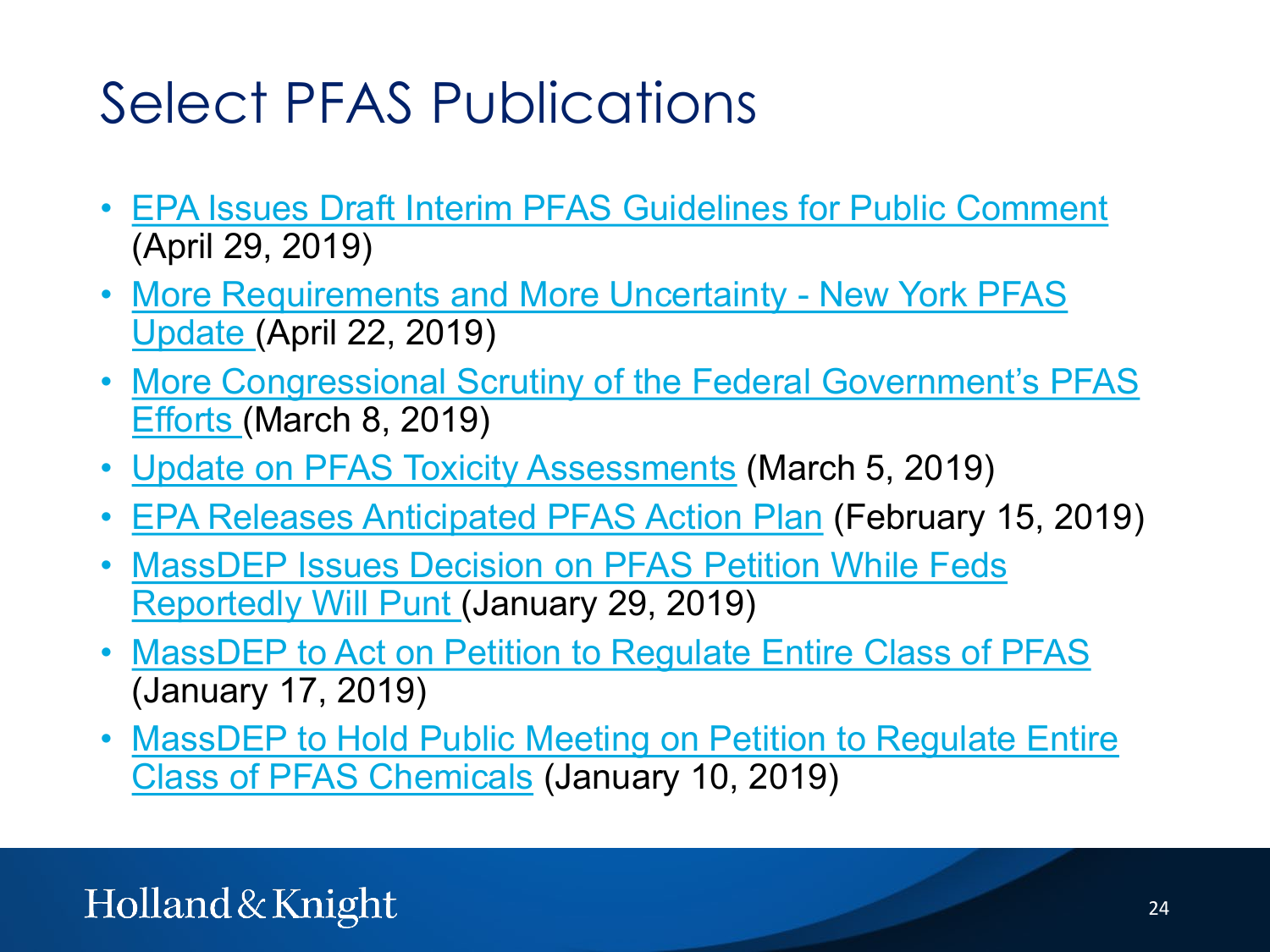# Select PFAS Publications

- EPA Issues Draft Interim PFAS Guidelines for Public Comment (April 29, 2019)
- More Requirements and More Uncertainty - New York PFAS Update (April 22, 2019)
- More Congressional Scrutiny of the Federal Government's PFAS Efforts (March 8, 2019)
- Update on PFAS Toxicity Assessments (March 5, 2019)
- EPA Releases Anticipated PFAS Action Plan (February 15, 2019)
- MassDEP Issues Decision on PFAS Petition While Feds Reportedly Will Punt (January 29, 2019)
- MassDEP to Act on Petition to Regulate Entire Class of PFAS (January 17, 2019)
- MassDEP to Hold Public Meeting on Petition to Regulate Entire Class of PFAS Chemicals (January 10, 2019)

Holland & Knight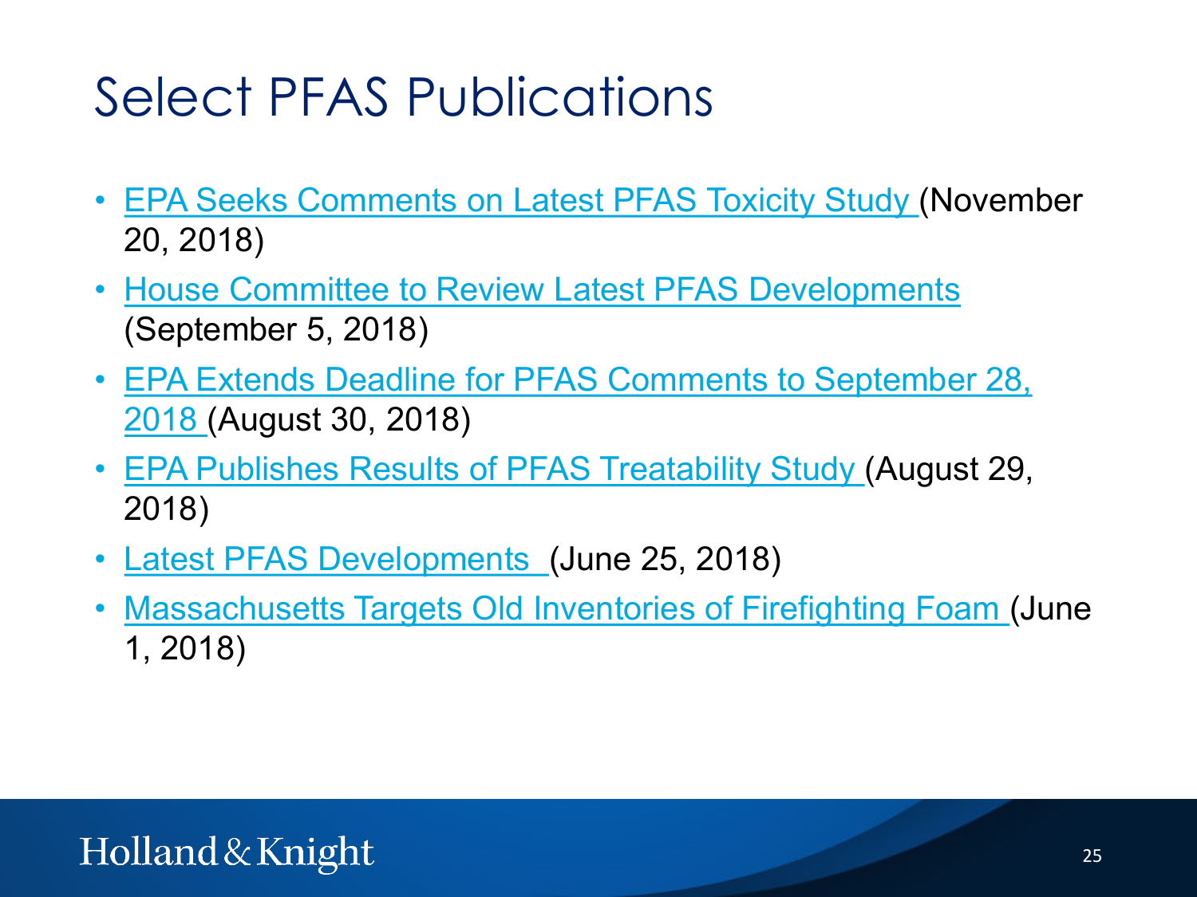# Select PFAS Publications

- EPA Seeks Comments on Latest PFAS Toxicity Study (November 20, 2018)
- House Committee to Review Latest PFAS Developments (September 5, 2018)
- EPA Extends Deadline for PFAS Comments to September 28, 2018 (August 30, 2018)
- EPA Publishes Results of PFAS Treatability Study (August 29, 2018)
- Latest PFAS Developments (June 25, 2018)
- Massachusetts Targets Old Inventories of Firefighting Foam (June 1, 2018)